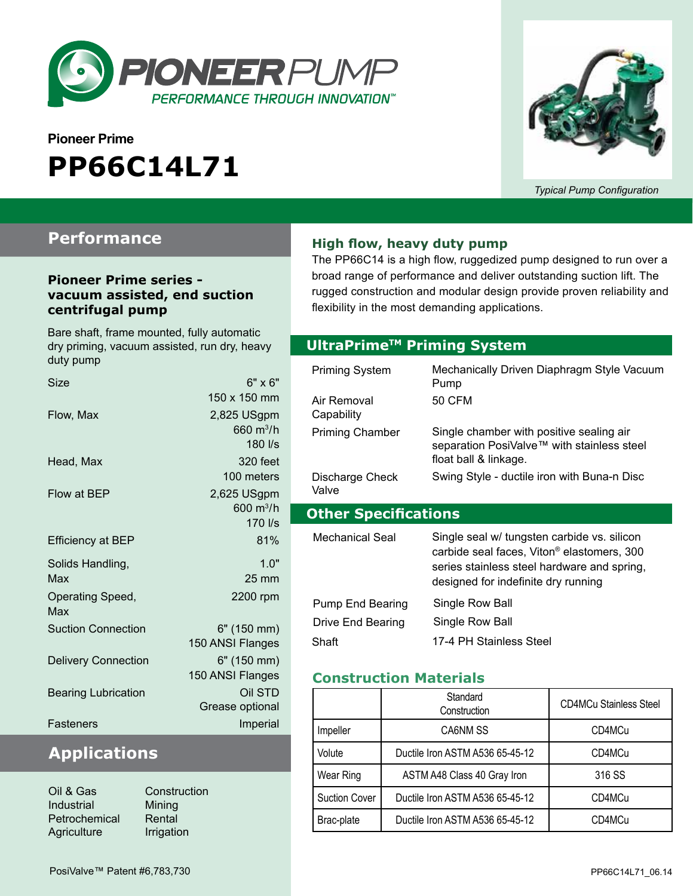PIONEERPUMP
PERFORMANCE THROUGH INNOVATION™

Pioneer Prime

# PP66C14L71

*Typical Pump Configuration*

## Performance

### Pioneer Prime series - vacuum assisted, end suction centrifugal pump

Bare shaft, frame mounted, fully automatic dry priming, vacuum assisted, run dry, heavy duty pump

| | |
|---|---|
| Size | 6" x 6"<br>150 x 150 mm |
| Flow, Max | 2,825 USgpm<br>660 m$^3$/h<br>180 l/s |
| Head, Max | 320 feet<br>100 meters |
| Flow at BEP | 2,625 USgpm<br>600 m$^3$/h<br>170 l/s |
| Efficiency at BEP | 81% |
| Solids Handling, Max | 1.0"<br>25 mm |
| Operating Speed, Max | 2200 rpm |
| Suction Connection | 6" (150 mm)<br>150 ANSI Flanges |
| Delivery Connection | 6" (150 mm)<br>150 ANSI Flanges |
| Bearing Lubrication | Oil STD<br>Grease optional |
| Fasteners | Imperial |

## Applications

- Oil & Gas
- Industrial
- Petrochemical
- Agriculture
- Construction
- Mining
- Rental
- Irrigation

### High flow, heavy duty pump

The PP66C14 is a high flow, ruggedized pump designed to run over a broad range of performance and deliver outstanding suction lift. The rugged construction and modular design provide proven reliability and flexibility in the most demanding applications.

## UltraPrime™ Priming System

| | |
|---|---|
| Priming System | Mechanically Driven Diaphragm Style Vacuum Pump |
| Air Removal Capability | 50 CFM |
| Priming Chamber | Single chamber with positive sealing air separation PosiValve™ with stainless steel float ball & linkage. |
| Discharge Check Valve | Swing Style - ductile iron with Buna-n Disc |

## Other Specifications

| | |
|---|---|
| Mechanical Seal | Single seal w/ tungsten carbide vs. silicon carbide seal faces, Viton® elastomers, 300 series stainless steel hardware and spring, designed for indefinite dry running |
| Pump End Bearing | Single Row Ball |
| Drive End Bearing | Single Row Ball |
| Shaft | 17-4 PH Stainless Steel |

### Construction Materials

| | Standard Construction | CD4MCu Stainless Steel |
|---|---|---|
| Impeller | CA6NM SS | CD4MCu |
| Volute | Ductile Iron ASTM A536 65-45-12 | CD4MCu |
| Wear Ring | ASTM A48 Class 40 Gray Iron | 316 SS |
| Suction Cover | Ductile Iron ASTM A536 65-45-12 | CD4MCu |
| Brac-plate | Ductile Iron ASTM A536 65-45-12 | CD4MCu |

PosiValve™ Patent #6,783,730

PP66C14L71_06.14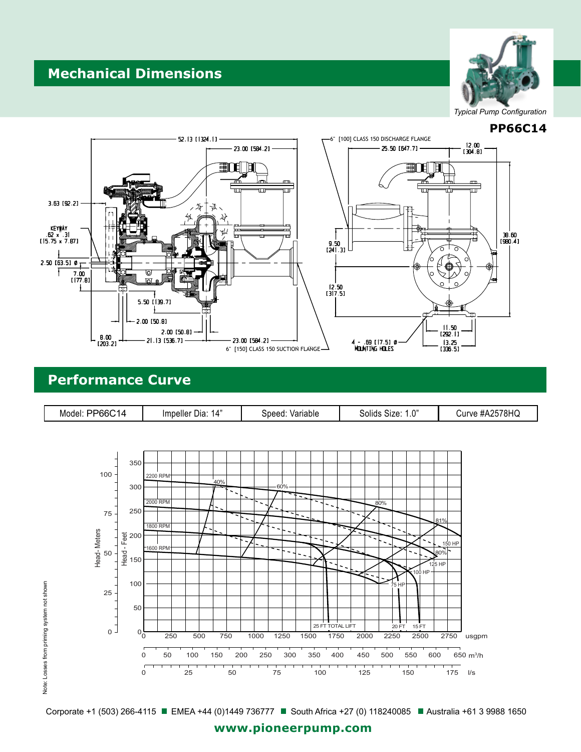## Mechanical Dimensions

*Typical Pump Configuration*

**PP66C14**

52.13 [1324.1]
23.00 [584.2]
6" [100] CLASS 150 DISCHARGE FLANGE
25.50 [647.7]
12.00 [304.8]
3.63 [92.2]
KEYWAY .62 x .31 [15.75 x 7.87]
2.50 [63.5] ø
7.00 [177.8]
5.50 [139.7]
2.00 [50.8]
2.00 [50.8]
8.00 [203.2]
21.13 [536.7]
23.00 [584.2]
6" [150] CLASS 150 SUCTION FLANGE
9.50 [241.3]
12.50 [317.5]
38.60 [980.4]
4 - .69 [17.5] ø MOUNTING HOLES
11.50 [292.1]
13.25 [336.5]

## Performance Curve

| Model: PP66C14 | Impeller Dia: 14" | Speed: Variable | Solids Size: 1.0" | Curve #A2578HQ |
|---|---|---|---|---|

2200 RPM
2000 RPM
1800 RPM
1600 RPM
40%
60%
80%
81%
80%
150 HP
125 HP
100 HP
75 HP
25 FT TOTAL LIFT
20 FT
15 FT

Head - Meters: 0, 25, 50, 75, 100
Head - Feet: 0, 50, 100, 150, 200, 250, 300, 350

usgpm: 0, 250, 500, 750, 1000, 1250, 1500, 1750, 2000, 2250, 2500, 2750
m³/h: 0, 50, 100, 150, 200, 250, 300, 350, 400, 450, 500, 550, 600, 650
l/s: 0, 25, 50, 75, 100, 125, 150, 175

Note: Losses from priming system not shown

Corporate +1 (503) 266-4115 ■ EMEA +44 (0)1449 736777 ■ South Africa +27 (0) 118240085 ■ Australia +61 3 9988 1650

**www.pioneerpump.com**